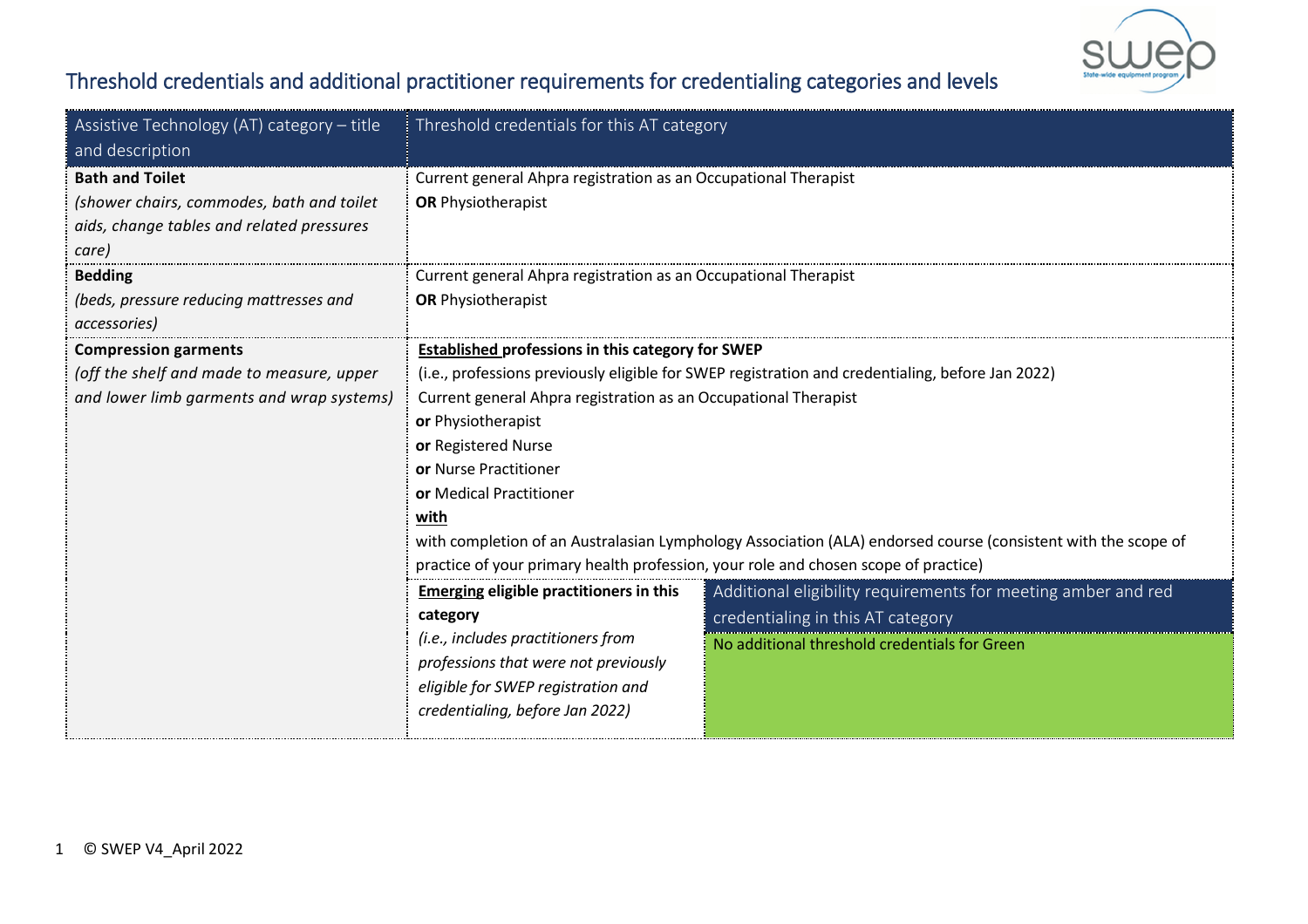## Threshold credentials and additional practitioner requirements for credentialing categories and levels

| Assistive Technology (AT) category – title and description | Threshold credentials for this AT category | |
|---|---|---|
| **Bath and Toilet**<br>*(shower chairs, commodes, bath and toilet aids, change tables and related pressures care)* | Current general Ahpra registration as an Occupational Therapist<br>**OR** Physiotherapist | |
| **Bedding**<br>*(beds, pressure reducing mattresses and accessories)* | Current general Ahpra registration as an Occupational Therapist<br>**OR** Physiotherapist | |
| **Compression garments**<br>*(off the shelf and made to measure, upper and lower limb garments and wrap systems)* | **Established professions in this category for SWEP**<br>(i.e., professions previously eligible for SWEP registration and credentialing, before Jan 2022)<br>Current general Ahpra registration as an Occupational Therapist<br>**or** Physiotherapist<br>**or** Registered Nurse<br>**or** Nurse Practitioner<br>**or** Medical Practitioner<br>**with**<br>with completion of an Australasian Lymphology Association (ALA) endorsed course (consistent with the scope of practice of your primary health profession, your role and chosen scope of practice) | |
| | **Emerging eligible practitioners in this category**<br>*(i.e., includes practitioners from professions that were not previously eligible for SWEP registration and credentialing, before Jan 2022)* | Additional eligibility requirements for meeting amber and red credentialing in this AT category<br>No additional threshold credentials for Green |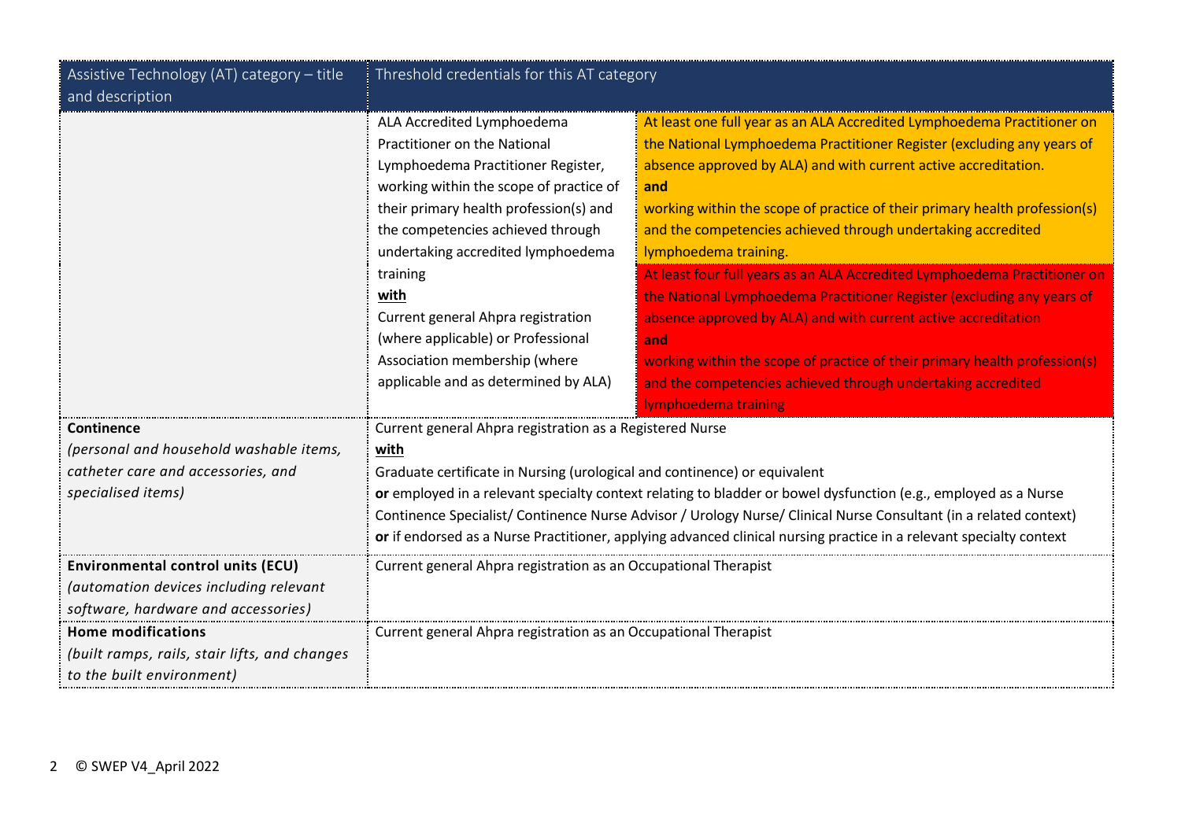| Assistive Technology (AT) category – title and description | Threshold credentials for this AT category | |
|---|---|---|
| | ALA Accredited Lymphoedema Practitioner on the National Lymphoedema Practitioner Register, working within the scope of practice of their primary health profession(s) and the competencies achieved through undertaking accredited lymphoedema training<br>**with**<br>Current general Ahpra registration (where applicable) or Professional Association membership (where applicable and as determined by ALA) | At least one full year as an ALA Accredited Lymphoedema Practitioner on the National Lymphoedema Practitioner Register (excluding any years of absence approved by ALA) and with current active accreditation.<br>**and**<br>working within the scope of practice of their primary health profession(s) and the competencies achieved through undertaking accredited lymphoedema training. |
| | | At least four full years as an ALA Accredited Lymphoedema Practitioner on the National Lymphoedema Practitioner Register (excluding any years of absence approved by ALA) and with current active accreditation<br>**and**<br>working within the scope of practice of their primary health profession(s) and the competencies achieved through undertaking accredited lymphoedema training |
| **Continence**<br>*(personal and household washable items, catheter care and accessories, and specialised items)* | Current general Ahpra registration as a Registered Nurse<br>**with**<br>Graduate certificate in Nursing (urological and continence) or equivalent<br>**or** employed in a relevant specialty context relating to bladder or bowel dysfunction (e.g., employed as a Nurse Continence Specialist/ Continence Nurse Advisor / Urology Nurse/ Clinical Nurse Consultant (in a related context)<br>**or** if endorsed as a Nurse Practitioner, applying advanced clinical nursing practice in a relevant specialty context | |
| **Environmental control units (ECU)**<br>*(automation devices including relevant software, hardware and accessories)* | Current general Ahpra registration as an Occupational Therapist | |
| **Home modifications**<br>*(built ramps, rails, stair lifts, and changes to the built environment)* | Current general Ahpra registration as an Occupational Therapist | |

© SWEP V4_April 2022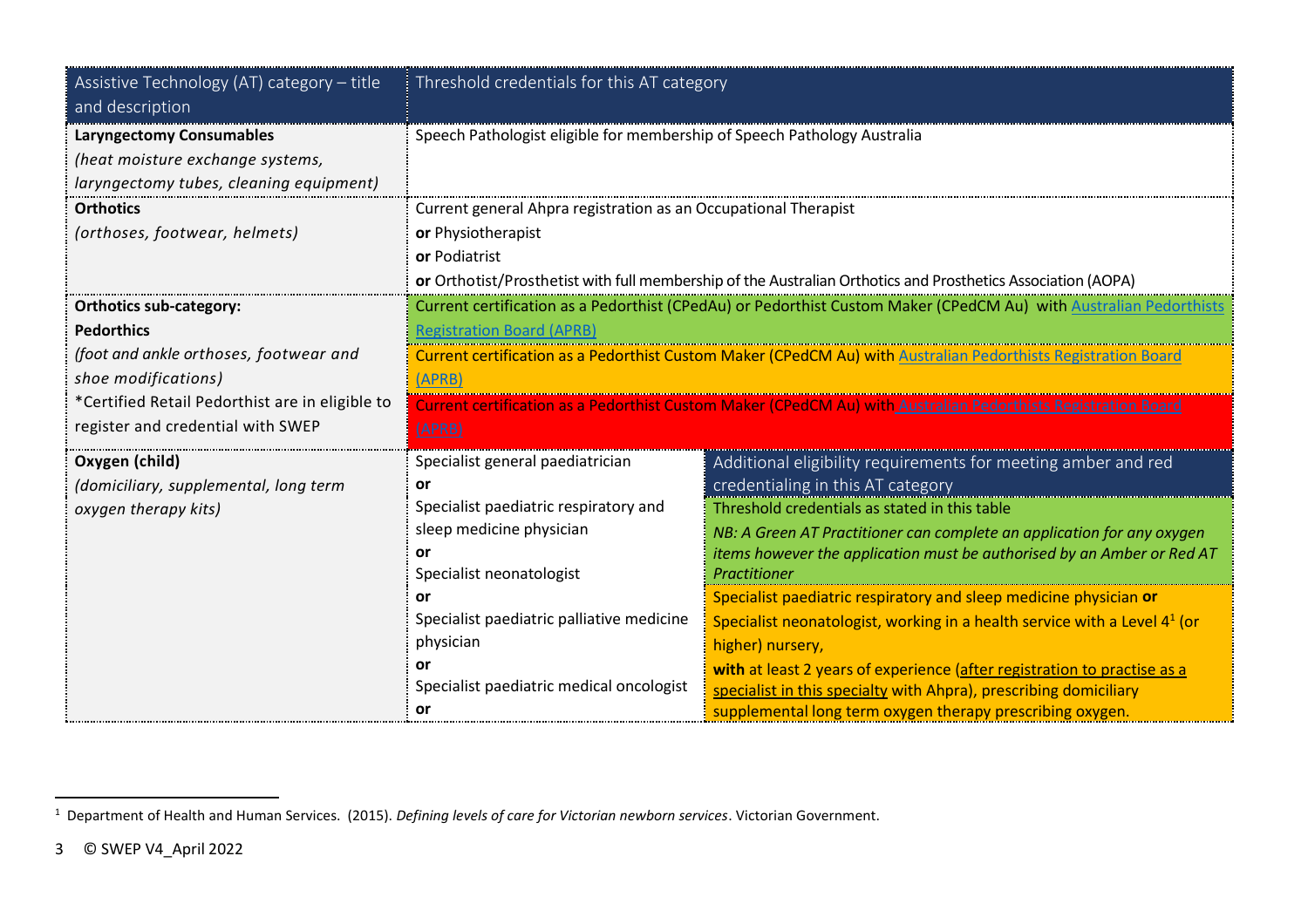| Assistive Technology (AT) category – title and description | Threshold credentials for this AT category | |
|---|---|---|
| **Laryngectomy Consumables**<br>*(heat moisture exchange systems, laryngectomy tubes, cleaning equipment)* | Speech Pathologist eligible for membership of Speech Pathology Australia | |
| **Orthotics**<br>*(orthoses, footwear, helmets)* | Current general Ahpra registration as an Occupational Therapist<br>**or** Physiotherapist<br>**or** Podiatrist<br>**or** Orthotist/Prosthetist with full membership of the Australian Orthotics and Prosthetics Association (AOPA) | |
| **Orthotics sub-category:**<br>**Pedorthics**<br>*(foot and ankle orthoses, footwear and shoe modifications)*<br>*Certified Retail Pedorthist are in eligible to register and credential with SWEP | Current certification as a Pedorthist (CPedAu) or Pedorthist Custom Maker (CPedCM Au) with Australian Pedorthists Registration Board (APRB)<br>Current certification as a Pedorthist Custom Maker (CPedCM Au) with Australian Pedorthists Registration Board (APRB)<br>Current certification as a Pedorthist Custom Maker (CPedCM Au) with Australian Pedorthists Registration Board (APRB) | |
| **Oxygen (child)**<br>*(domiciliary, supplemental, long term oxygen therapy kits)* | Specialist general paediatrician<br>**or**<br>Specialist paediatric respiratory and sleep medicine physician<br>**or**<br>Specialist neonatologist<br>**or**<br>Specialist paediatric palliative medicine physician<br>**or**<br>Specialist paediatric medical oncologist<br>**or** | Additional eligibility requirements for meeting amber and red credentialing in this AT category<br>Threshold credentials as stated in this table<br>*NB: A Green AT Practitioner can complete an application for any oxygen items however the application must be authorised by an Amber or Red AT Practitioner*<br>Specialist paediatric respiratory and sleep medicine physician **or** Specialist neonatologist, working in a health service with a Level 4[1] (or higher) nursery,<br>**with** at least 2 years of experience (after registration to practise as a specialist in this specialty with Ahpra), prescribing domiciliary supplemental long term oxygen therapy prescribing oxygen. |

[1] Department of Health and Human Services. (2015). *Defining levels of care for Victorian newborn services*. Victorian Government.

© SWEP V4_April 2022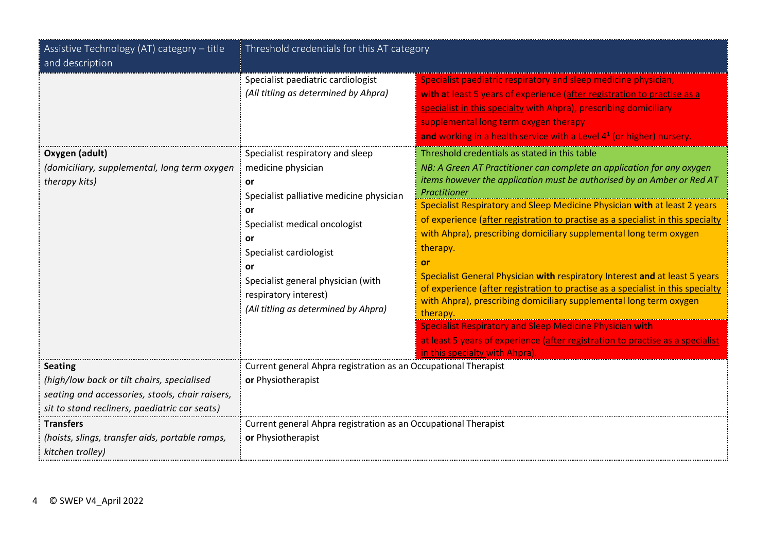| Assistive Technology (AT) category – title and description | Threshold credentials for this AT category | |
|---|---|---|
| | Specialist paediatric cardiologist<br>*(All titling as determined by Ahpra)* | Specialist paediatric respiratory and sleep medicine physician, **with a**t least 5 years of experience (after registration to practise as a specialist in this specialty with Ahpra), prescribing domiciliary supplemental long term oxygen therapy **and** working in a health service with a Level 4[1] (or higher) nursery. |
| **Oxygen (adult)**<br>*(domiciliary, supplemental, long term oxygen therapy kits)* | Specialist respiratory and sleep medicine physician<br>**or**<br>Specialist palliative medicine physician<br>**or**<br>Specialist medical oncologist<br>**or**<br>Specialist cardiologist<br>**or**<br>Specialist general physician (with respiratory interest)<br>*(All titling as determined by Ahpra)* | Threshold credentials as stated in this table<br>*NB: A Green AT Practitioner can complete an application for any oxygen items however the application must be authorised by an Amber or Red AT Practitioner* |
| | | Specialist Respiratory and Sleep Medicine Physician **with** at least 2 years of experience (after registration to practise as a specialist in this specialty with Ahpra), prescribing domiciliary supplemental long term oxygen therapy.<br>**or**<br>Specialist General Physician **with** respiratory Interest **and** at least 5 years of experience (after registration to practise as a specialist in this specialty with Ahpra), prescribing domiciliary supplemental long term oxygen therapy. |
| | | Specialist Respiratory and Sleep Medicine Physician **with** at least 5 years of experience (after registration to practise as a specialist in this specialty with Ahpra). |
| **Seating**<br>*(high/low back or tilt chairs, specialised seating and accessories, stools, chair raisers, sit to stand recliners, paediatric car seats)* | Current general Ahpra registration as an Occupational Therapist **or** Physiotherapist | |
| **Transfers**<br>*(hoists, slings, transfer aids, portable ramps, kitchen trolley)* | Current general Ahpra registration as an Occupational Therapist **or** Physiotherapist | |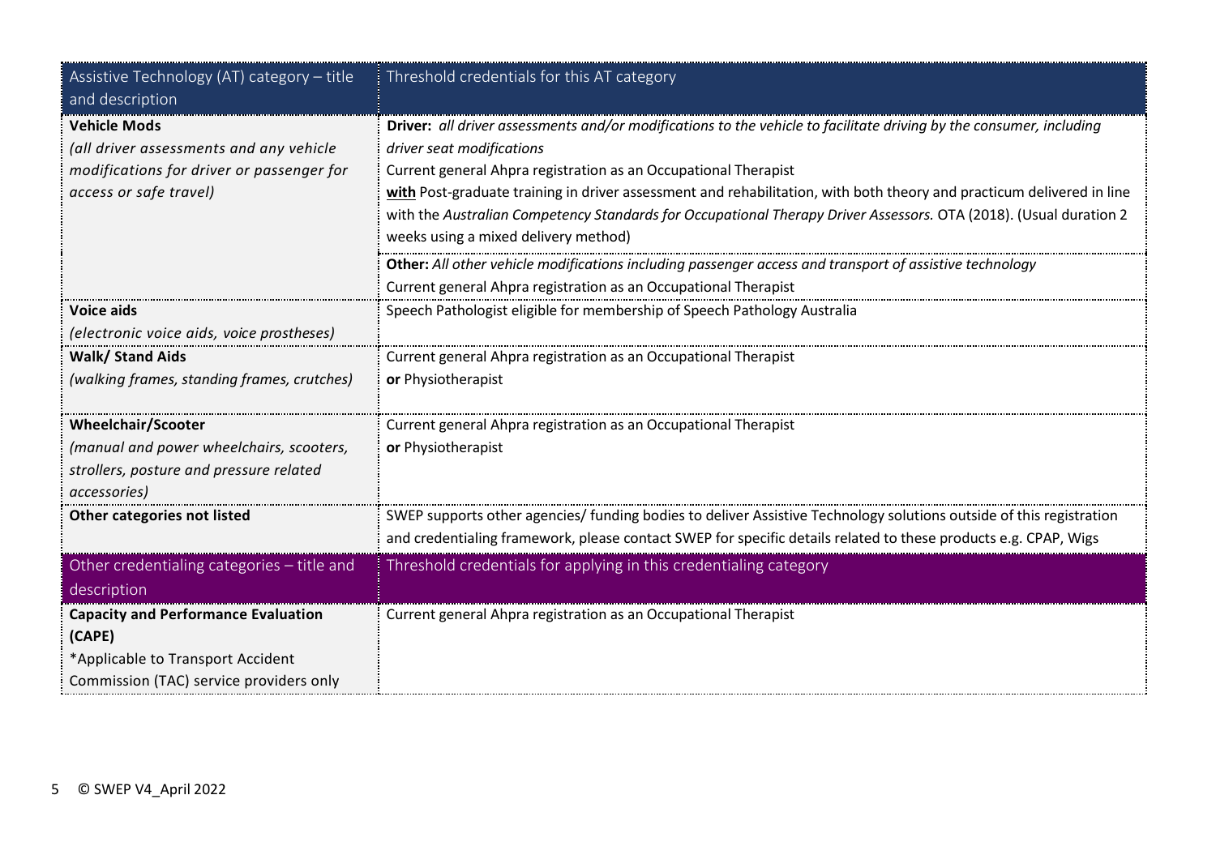| Assistive Technology (AT) category – title and description | Threshold credentials for this AT category |
|---|---|
| **Vehicle Mods**<br>*(all driver assessments and any vehicle modifications for driver or passenger for access or safe travel)* | **Driver:** *all driver assessments and/or modifications to the vehicle to facilitate driving by the consumer, including driver seat modifications*<br>Current general Ahpra registration as an Occupational Therapist<br>**with** Post-graduate training in driver assessment and rehabilitation, with both theory and practicum delivered in line with the *Australian Competency Standards for Occupational Therapy Driver Assessors.* OTA (2018). (Usual duration 2 weeks using a mixed delivery method)<br>**Other:** *All other vehicle modifications including passenger access and transport of assistive technology*<br>Current general Ahpra registration as an Occupational Therapist |
| **Voice aids**<br>*(electronic voice aids, voice prostheses)* | Speech Pathologist eligible for membership of Speech Pathology Australia |
| **Walk/ Stand Aids**<br>*(walking frames, standing frames, crutches)* | Current general Ahpra registration as an Occupational Therapist<br>**or** Physiotherapist |
| **Wheelchair/Scooter**<br>*(manual and power wheelchairs, scooters, strollers, posture and pressure related accessories)* | Current general Ahpra registration as an Occupational Therapist<br>**or** Physiotherapist |
| **Other categories not listed** | SWEP supports other agencies/ funding bodies to deliver Assistive Technology solutions outside of this registration and credentialing framework, please contact SWEP for specific details related to these products e.g. CPAP, Wigs |
| Other credentialing categories – title and description | Threshold credentials for applying in this credentialing category |
| **Capacity and Performance Evaluation (CAPE)**<br>*Applicable to Transport Accident Commission (TAC) service providers only | Current general Ahpra registration as an Occupational Therapist |

© SWEP V4_April 2022